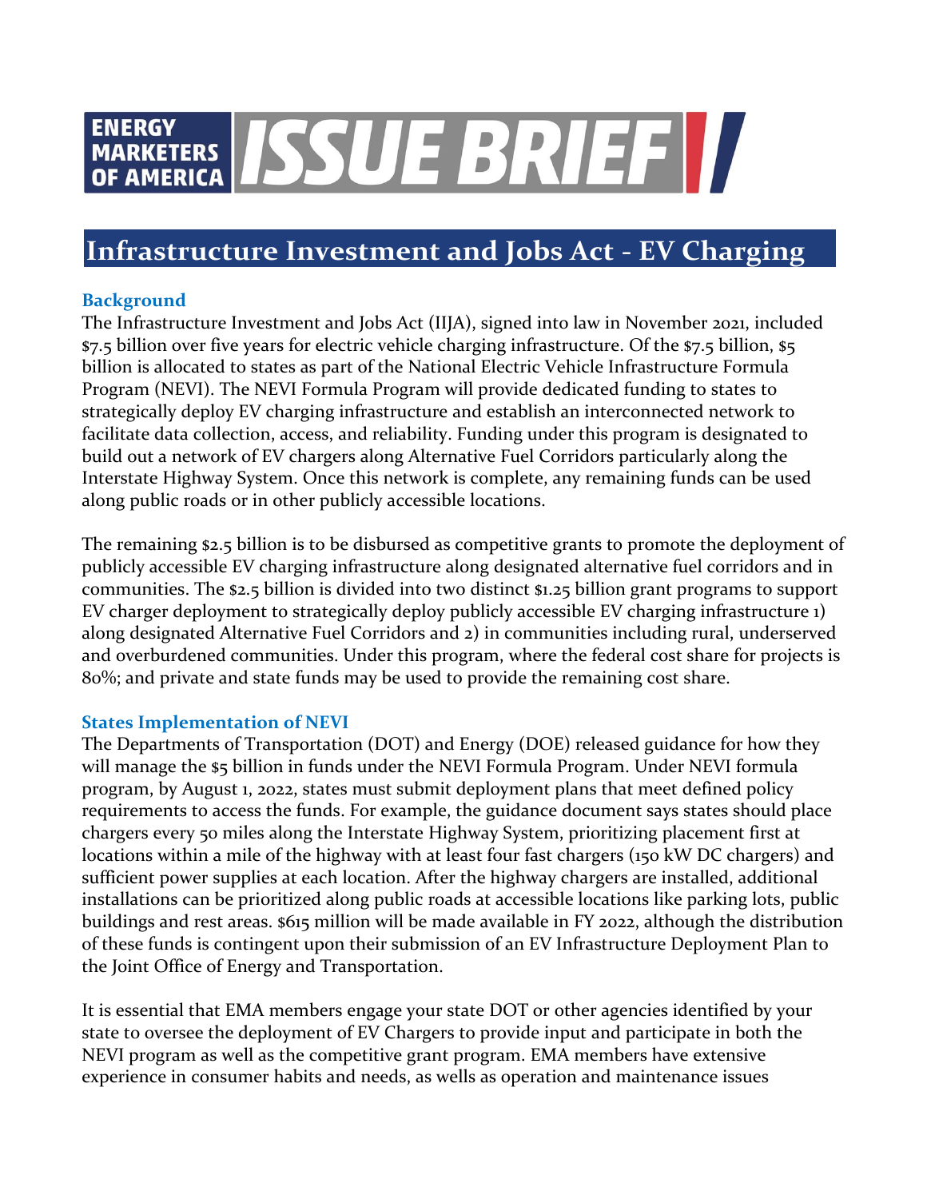# ENERGY MARKETERS OF AMERICA ISSUE BRIEF

## Infrastructure Investment and Jobs Act - EV Charging

### Background

The Infrastructure Investment and Jobs Act (IIJA), signed into law in November 2021, included $7.5 billion over five years for electric vehicle charging infrastructure. Of the $7.5 billion, $5 billion is allocated to states as part of the National Electric Vehicle Infrastructure Formula Program (NEVI). The NEVI Formula Program will provide dedicated funding to states to strategically deploy EV charging infrastructure and establish an interconnected network to facilitate data collection, access, and reliability. Funding under this program is designated to build out a network of EV chargers along Alternative Fuel Corridors particularly along the Interstate Highway System. Once this network is complete, any remaining funds can be used along public roads or in other publicly accessible locations.

The remaining $2.5 billion is to be disbursed as competitive grants to promote the deployment of publicly accessible EV charging infrastructure along designated alternative fuel corridors and in communities. The $2.5 billion is divided into two distinct $1.25 billion grant programs to support EV charger deployment to strategically deploy publicly accessible EV charging infrastructure 1) along designated Alternative Fuel Corridors and 2) in communities including rural, underserved and overburdened communities. Under this program, where the federal cost share for projects is 80%; and private and state funds may be used to provide the remaining cost share.

### States Implementation of NEVI

The Departments of Transportation (DOT) and Energy (DOE) released guidance for how they will manage the $5 billion in funds under the NEVI Formula Program. Under NEVI formula program, by August 1, 2022, states must submit deployment plans that meet defined policy requirements to access the funds. For example, the guidance document says states should place chargers every 50 miles along the Interstate Highway System, prioritizing placement first at locations within a mile of the highway with at least four fast chargers (150 kW DC chargers) and sufficient power supplies at each location. After the highway chargers are installed, additional installations can be prioritized along public roads at accessible locations like parking lots, public buildings and rest areas. $615 million will be made available in FY 2022, although the distribution of these funds is contingent upon their submission of an EV Infrastructure Deployment Plan to the Joint Office of Energy and Transportation.

It is essential that EMA members engage your state DOT or other agencies identified by your state to oversee the deployment of EV Chargers to provide input and participate in both the NEVI program as well as the competitive grant program. EMA members have extensive experience in consumer habits and needs, as wells as operation and maintenance issues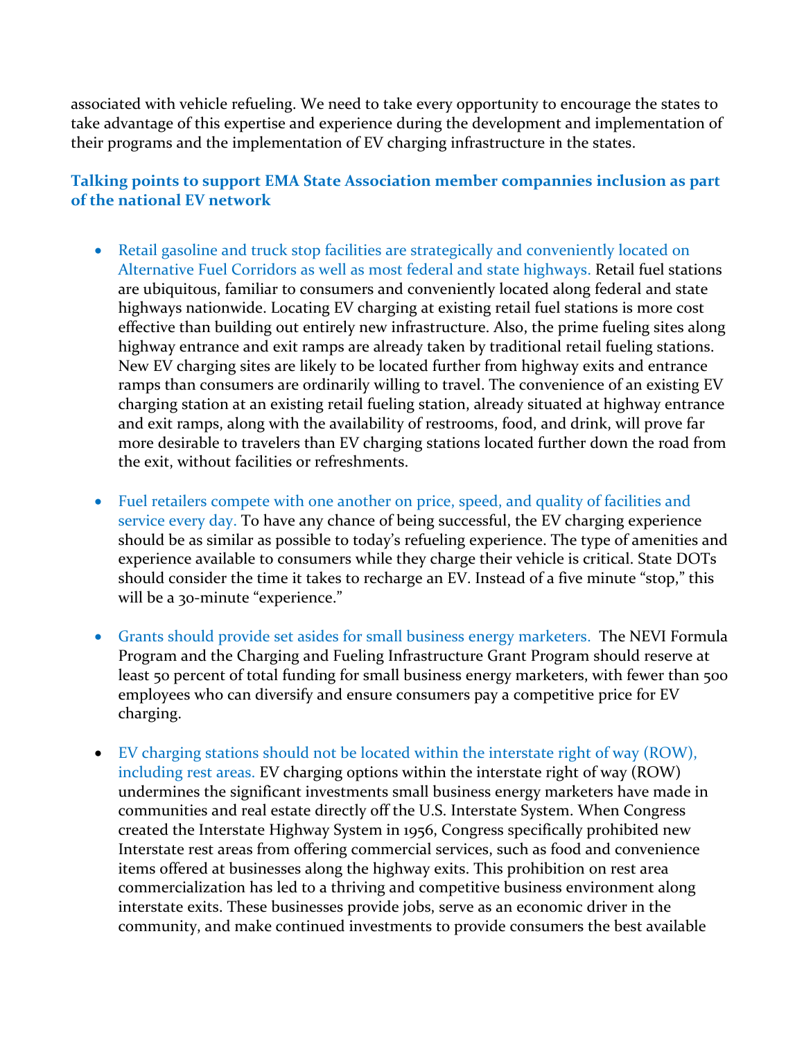associated with vehicle refueling. We need to take every opportunity to encourage the states to take advantage of this expertise and experience during the development and implementation of their programs and the implementation of EV charging infrastructure in the states.

### Talking points to support EMA State Association member compannies inclusion as part of the national EV network

- Retail gasoline and truck stop facilities are strategically and conveniently located on Alternative Fuel Corridors as well as most federal and state highways. Retail fuel stations are ubiquitous, familiar to consumers and conveniently located along federal and state highways nationwide. Locating EV charging at existing retail fuel stations is more cost effective than building out entirely new infrastructure. Also, the prime fueling sites along highway entrance and exit ramps are already taken by traditional retail fueling stations. New EV charging sites are likely to be located further from highway exits and entrance ramps than consumers are ordinarily willing to travel. The convenience of an existing EV charging station at an existing retail fueling station, already situated at highway entrance and exit ramps, along with the availability of restrooms, food, and drink, will prove far more desirable to travelers than EV charging stations located further down the road from the exit, without facilities or refreshments.

- Fuel retailers compete with one another on price, speed, and quality of facilities and service every day. To have any chance of being successful, the EV charging experience should be as similar as possible to today's refueling experience. The type of amenities and experience available to consumers while they charge their vehicle is critical. State DOTs should consider the time it takes to recharge an EV. Instead of a five minute "stop," this will be a 30-minute "experience."

- Grants should provide set asides for small business energy marketers. The NEVI Formula Program and the Charging and Fueling Infrastructure Grant Program should reserve at least 50 percent of total funding for small business energy marketers, with fewer than 500 employees who can diversify and ensure consumers pay a competitive price for EV charging.

- EV charging stations should not be located within the interstate right of way (ROW), including rest areas. EV charging options within the interstate right of way (ROW) undermines the significant investments small business energy marketers have made in communities and real estate directly off the U.S. Interstate System. When Congress created the Interstate Highway System in 1956, Congress specifically prohibited new Interstate rest areas from offering commercial services, such as food and convenience items offered at businesses along the highway exits. This prohibition on rest area commercialization has led to a thriving and competitive business environment along interstate exits. These businesses provide jobs, serve as an economic driver in the community, and make continued investments to provide consumers the best available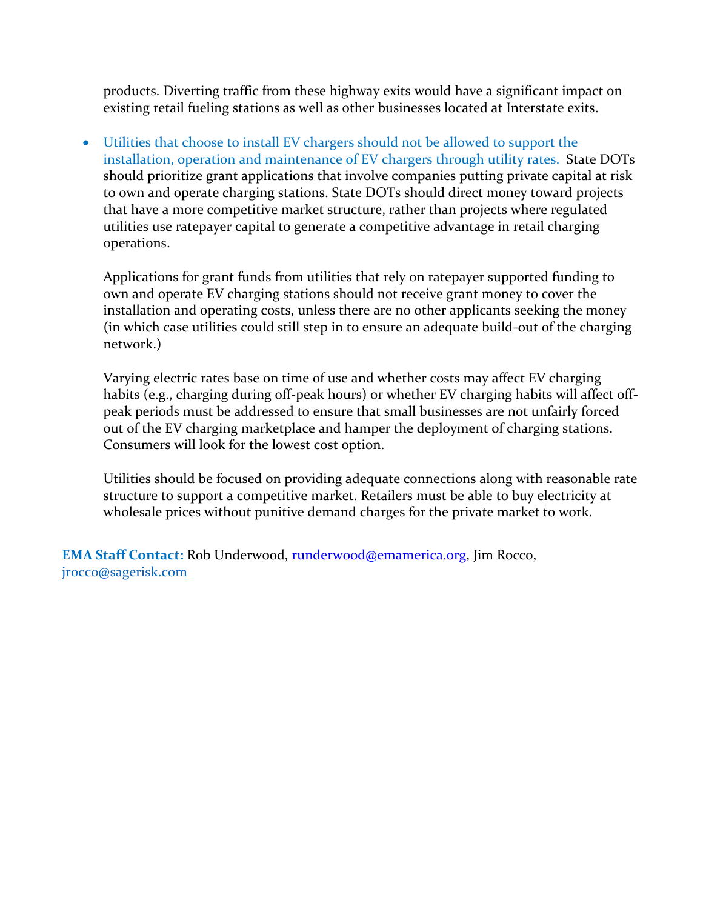products. Diverting traffic from these highway exits would have a significant impact on existing retail fueling stations as well as other businesses located at Interstate exits.

- Utilities that choose to install EV chargers should not be allowed to support the installation, operation and maintenance of EV chargers through utility rates. State DOTs should prioritize grant applications that involve companies putting private capital at risk to own and operate charging stations. State DOTs should direct money toward projects that have a more competitive market structure, rather than projects where regulated utilities use ratepayer capital to generate a competitive advantage in retail charging operations.

  Applications for grant funds from utilities that rely on ratepayer supported funding to own and operate EV charging stations should not receive grant money to cover the installation and operating costs, unless there are no other applicants seeking the money (in which case utilities could still step in to ensure an adequate build-out of the charging network.)

  Varying electric rates base on time of use and whether costs may affect EV charging habits (e.g., charging during off-peak hours) or whether EV charging habits will affect off-peak periods must be addressed to ensure that small businesses are not unfairly forced out of the EV charging marketplace and hamper the deployment of charging stations. Consumers will look for the lowest cost option.

  Utilities should be focused on providing adequate connections along with reasonable rate structure to support a competitive market. Retailers must be able to buy electricity at wholesale prices without punitive demand charges for the private market to work.

**EMA Staff Contact:** Rob Underwood, runderwood@emamerica.org, Jim Rocco, jrocco@sagerisk.com